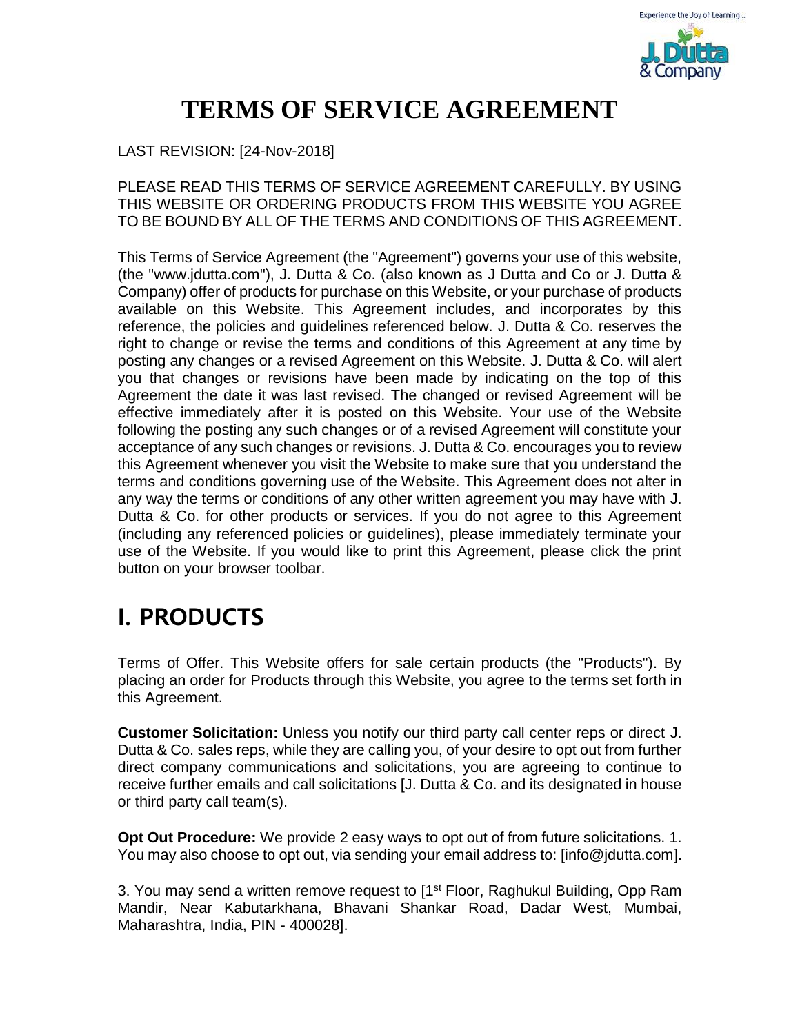# TERMS OF SERVICE AGREEMENT

LAST REVISION: [24-Nov-2018]

PLEASE READ THIS TERMS OF SERVICE AGREEMENT CAREFULLY. BY USING THIS WEBSITE OR ORDERING PRODUCTS FROM THIS WEBSITE YOU AGREE TO BE BOUND BY ALL OF THE TERMS AND CONDITIONS OF THIS AGREEMENT.

This Terms of Service Agreement (the "Agreement") governs your use of this website, (the "www.jdutta.com"), J. Dutta & Co. (also known as J Dutta and Co or J. Dutta & Company) offer of products for purchase on this Website, or your purchase of products available on this Website. This Agreement includes, and incorporates by this reference, the policies and guidelines referenced below. J. Dutta & Co. reserves the right to change or revise the terms and conditions of this Agreement at any time by posting any changes or a revised Agreement on this Website. J. Dutta & Co. will alert you that changes or revisions have been made by indicating on the top of this Agreement the date it was last revised. The changed or revised Agreement will be effective immediately after it is posted on this Website. Your use of the Website following the posting any such changes or of a revised Agreement will constitute your acceptance of any such changes or revisions. J. Dutta & Co. encourages you to review this Agreement whenever you visit the Website to make sure that you understand the terms and conditions governing use of the Website. This Agreement does not alter in any way the terms or conditions of any other written agreement you may have with J. Dutta & Co. for other products or services. If you do not agree to this Agreement (including any referenced policies or guidelines), please immediately terminate your use of the Website. If you would like to print this Agreement, please click the print button on your browser toolbar.

## I. PRODUCTS

Terms of Offer. This Website offers for sale certain products (the "Products"). By placing an order for Products through this Website, you agree to the terms set forth in this Agreement.

**Customer Solicitation:** Unless you notify our third party call center reps or direct J. Dutta & Co. sales reps, while they are calling you, of your desire to opt out from further direct company communications and solicitations, you are agreeing to continue to receive further emails and call solicitations [J. Dutta & Co. and its designated in house or third party call team(s).

**Opt Out Procedure:** We provide 2 easy ways to opt out of from future solicitations. 1. You may also choose to opt out, via sending your email address to: [info@jdutta.com].

3. You may send a written remove request to [1st Floor, Raghukul Building, Opp Ram Mandir, Near Kabutarkhana, Bhavani Shankar Road, Dadar West, Mumbai, Maharashtra, India, PIN - 400028].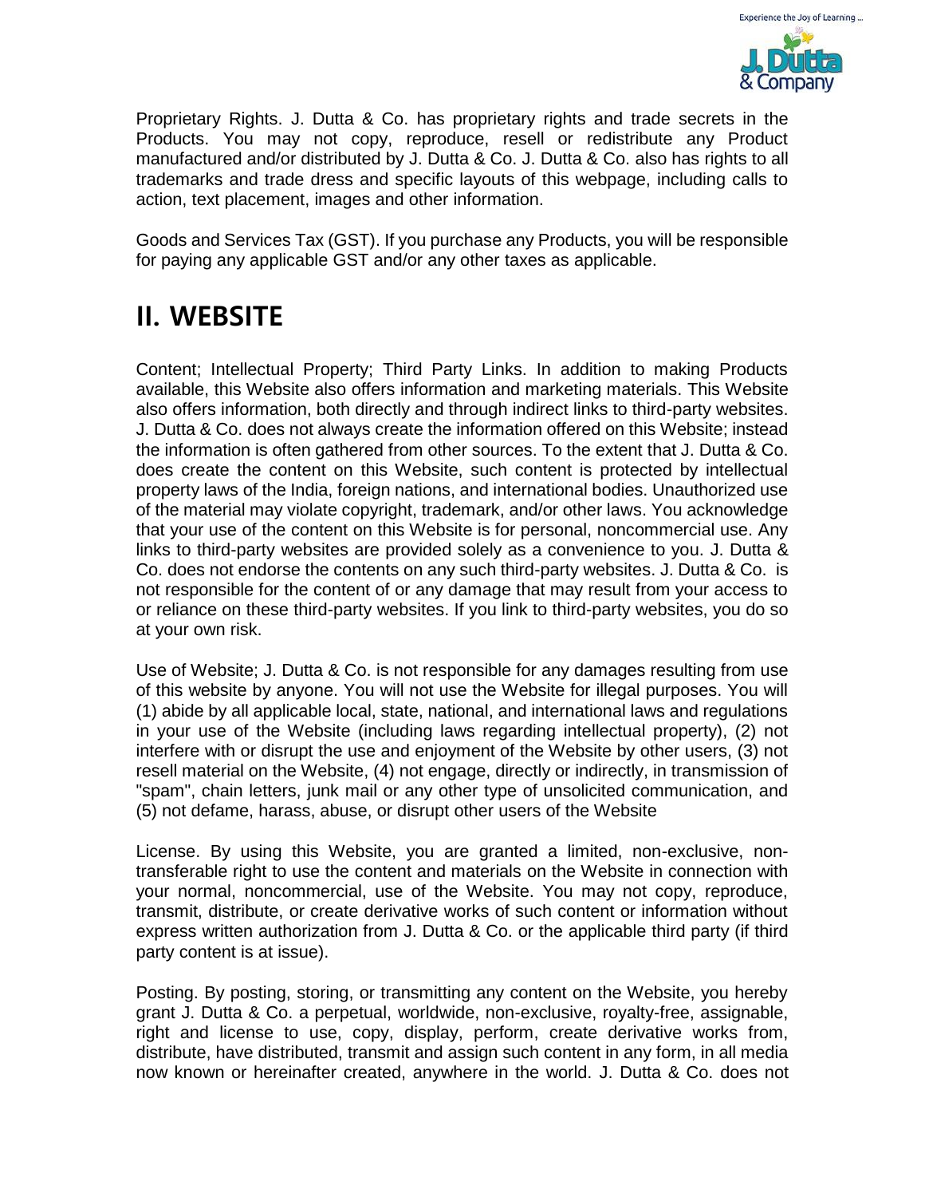Proprietary Rights. J. Dutta & Co. has proprietary rights and trade secrets in the Products. You may not copy, reproduce, resell or redistribute any Product manufactured and/or distributed by J. Dutta & Co. J. Dutta & Co. also has rights to all trademarks and trade dress and specific layouts of this webpage, including calls to action, text placement, images and other information.

Goods and Services Tax (GST). If you purchase any Products, you will be responsible for paying any applicable GST and/or any other taxes as applicable.

## II. WEBSITE

Content; Intellectual Property; Third Party Links. In addition to making Products available, this Website also offers information and marketing materials. This Website also offers information, both directly and through indirect links to third-party websites. J. Dutta & Co. does not always create the information offered on this Website; instead the information is often gathered from other sources. To the extent that J. Dutta & Co. does create the content on this Website, such content is protected by intellectual property laws of the India, foreign nations, and international bodies. Unauthorized use of the material may violate copyright, trademark, and/or other laws. You acknowledge that your use of the content on this Website is for personal, noncommercial use. Any links to third-party websites are provided solely as a convenience to you. J. Dutta & Co. does not endorse the contents on any such third-party websites. J. Dutta & Co. is not responsible for the content of or any damage that may result from your access to or reliance on these third-party websites. If you link to third-party websites, you do so at your own risk.

Use of Website; J. Dutta & Co. is not responsible for any damages resulting from use of this website by anyone. You will not use the Website for illegal purposes. You will (1) abide by all applicable local, state, national, and international laws and regulations in your use of the Website (including laws regarding intellectual property), (2) not interfere with or disrupt the use and enjoyment of the Website by other users, (3) not resell material on the Website, (4) not engage, directly or indirectly, in transmission of "spam", chain letters, junk mail or any other type of unsolicited communication, and (5) not defame, harass, abuse, or disrupt other users of the Website

License. By using this Website, you are granted a limited, non-exclusive, non-transferable right to use the content and materials on the Website in connection with your normal, noncommercial, use of the Website. You may not copy, reproduce, transmit, distribute, or create derivative works of such content or information without express written authorization from J. Dutta & Co. or the applicable third party (if third party content is at issue).

Posting. By posting, storing, or transmitting any content on the Website, you hereby grant J. Dutta & Co. a perpetual, worldwide, non-exclusive, royalty-free, assignable, right and license to use, copy, display, perform, create derivative works from, distribute, have distributed, transmit and assign such content in any form, in all media now known or hereinafter created, anywhere in the world. J. Dutta & Co. does not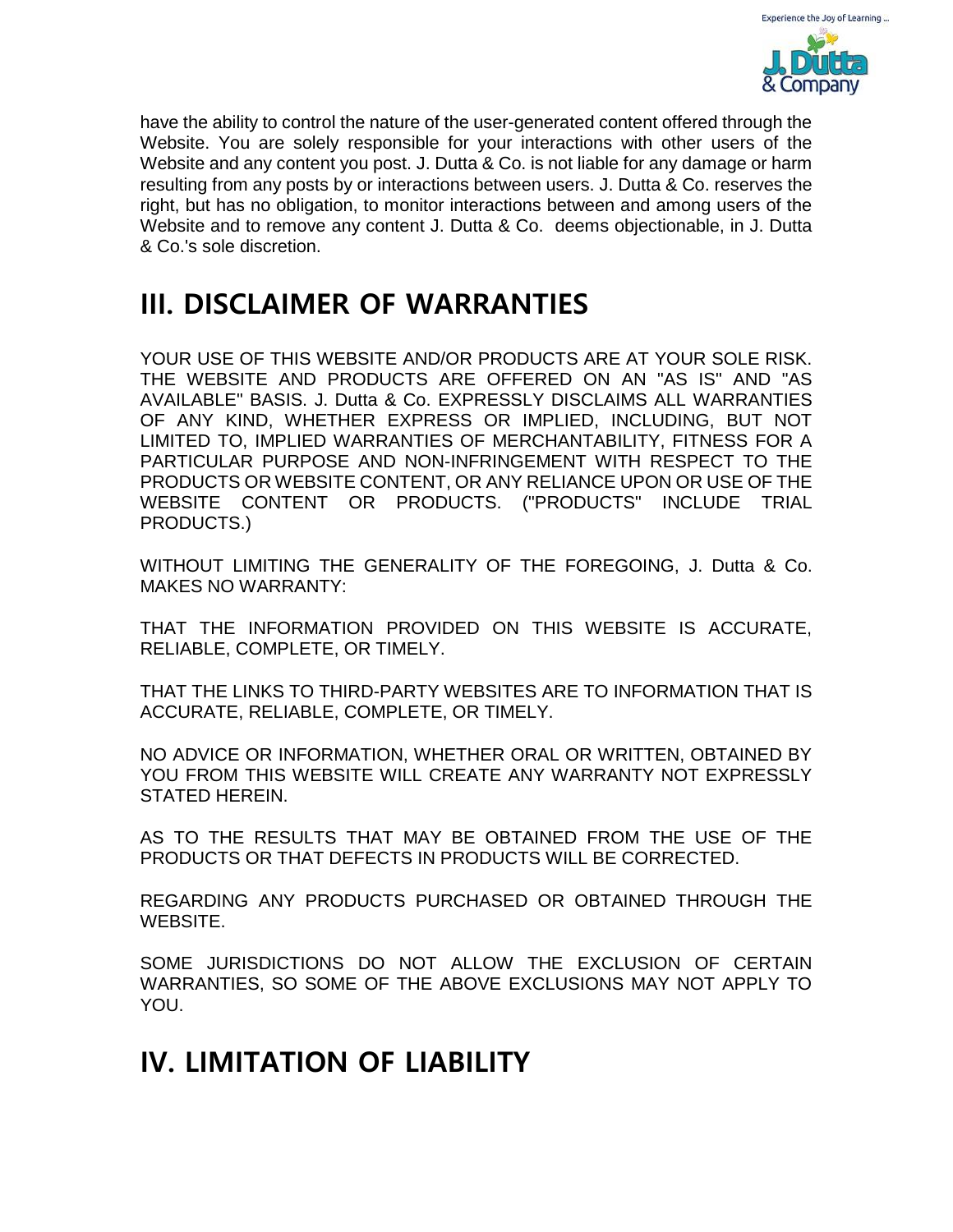have the ability to control the nature of the user-generated content offered through the Website. You are solely responsible for your interactions with other users of the Website and any content you post. J. Dutta & Co. is not liable for any damage or harm resulting from any posts by or interactions between users. J. Dutta & Co. reserves the right, but has no obligation, to monitor interactions between and among users of the Website and to remove any content J. Dutta & Co. deems objectionable, in J. Dutta & Co.'s sole discretion.

## III. DISCLAIMER OF WARRANTIES

YOUR USE OF THIS WEBSITE AND/OR PRODUCTS ARE AT YOUR SOLE RISK. THE WEBSITE AND PRODUCTS ARE OFFERED ON AN "AS IS" AND "AS AVAILABLE" BASIS. J. Dutta & Co. EXPRESSLY DISCLAIMS ALL WARRANTIES OF ANY KIND, WHETHER EXPRESS OR IMPLIED, INCLUDING, BUT NOT LIMITED TO, IMPLIED WARRANTIES OF MERCHANTABILITY, FITNESS FOR A PARTICULAR PURPOSE AND NON-INFRINGEMENT WITH RESPECT TO THE PRODUCTS OR WEBSITE CONTENT, OR ANY RELIANCE UPON OR USE OF THE WEBSITE CONTENT OR PRODUCTS. ("PRODUCTS" INCLUDE TRIAL PRODUCTS.)

WITHOUT LIMITING THE GENERALITY OF THE FOREGOING, J. Dutta & Co. MAKES NO WARRANTY:

THAT THE INFORMATION PROVIDED ON THIS WEBSITE IS ACCURATE, RELIABLE, COMPLETE, OR TIMELY.

THAT THE LINKS TO THIRD-PARTY WEBSITES ARE TO INFORMATION THAT IS ACCURATE, RELIABLE, COMPLETE, OR TIMELY.

NO ADVICE OR INFORMATION, WHETHER ORAL OR WRITTEN, OBTAINED BY YOU FROM THIS WEBSITE WILL CREATE ANY WARRANTY NOT EXPRESSLY STATED HEREIN.

AS TO THE RESULTS THAT MAY BE OBTAINED FROM THE USE OF THE PRODUCTS OR THAT DEFECTS IN PRODUCTS WILL BE CORRECTED.

REGARDING ANY PRODUCTS PURCHASED OR OBTAINED THROUGH THE WEBSITE.

SOME JURISDICTIONS DO NOT ALLOW THE EXCLUSION OF CERTAIN WARRANTIES, SO SOME OF THE ABOVE EXCLUSIONS MAY NOT APPLY TO YOU.

## IV. LIMITATION OF LIABILITY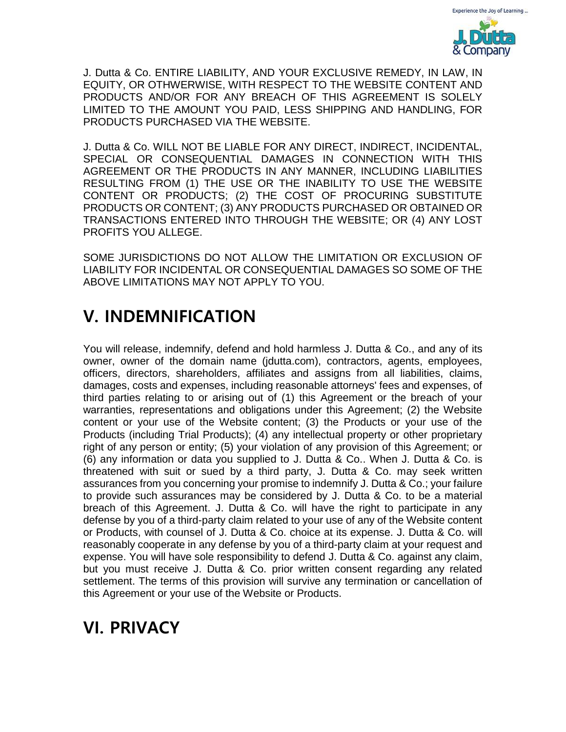J. Dutta & Co. ENTIRE LIABILITY, AND YOUR EXCLUSIVE REMEDY, IN LAW, IN EQUITY, OR OTHWERWISE, WITH RESPECT TO THE WEBSITE CONTENT AND PRODUCTS AND/OR FOR ANY BREACH OF THIS AGREEMENT IS SOLELY LIMITED TO THE AMOUNT YOU PAID, LESS SHIPPING AND HANDLING, FOR PRODUCTS PURCHASED VIA THE WEBSITE.

J. Dutta & Co. WILL NOT BE LIABLE FOR ANY DIRECT, INDIRECT, INCIDENTAL, SPECIAL OR CONSEQUENTIAL DAMAGES IN CONNECTION WITH THIS AGREEMENT OR THE PRODUCTS IN ANY MANNER, INCLUDING LIABILITIES RESULTING FROM (1) THE USE OR THE INABILITY TO USE THE WEBSITE CONTENT OR PRODUCTS; (2) THE COST OF PROCURING SUBSTITUTE PRODUCTS OR CONTENT; (3) ANY PRODUCTS PURCHASED OR OBTAINED OR TRANSACTIONS ENTERED INTO THROUGH THE WEBSITE; OR (4) ANY LOST PROFITS YOU ALLEGE.

SOME JURISDICTIONS DO NOT ALLOW THE LIMITATION OR EXCLUSION OF LIABILITY FOR INCIDENTAL OR CONSEQUENTIAL DAMAGES SO SOME OF THE ABOVE LIMITATIONS MAY NOT APPLY TO YOU.

## V. INDEMNIFICATION

You will release, indemnify, defend and hold harmless J. Dutta & Co., and any of its owner, owner of the domain name (jdutta.com), contractors, agents, employees, officers, directors, shareholders, affiliates and assigns from all liabilities, claims, damages, costs and expenses, including reasonable attorneys' fees and expenses, of third parties relating to or arising out of (1) this Agreement or the breach of your warranties, representations and obligations under this Agreement; (2) the Website content or your use of the Website content; (3) the Products or your use of the Products (including Trial Products); (4) any intellectual property or other proprietary right of any person or entity; (5) your violation of any provision of this Agreement; or (6) any information or data you supplied to J. Dutta & Co.. When J. Dutta & Co. is threatened with suit or sued by a third party, J. Dutta & Co. may seek written assurances from you concerning your promise to indemnify J. Dutta & Co.; your failure to provide such assurances may be considered by J. Dutta & Co. to be a material breach of this Agreement. J. Dutta & Co. will have the right to participate in any defense by you of a third-party claim related to your use of any of the Website content or Products, with counsel of J. Dutta & Co. choice at its expense. J. Dutta & Co. will reasonably cooperate in any defense by you of a third-party claim at your request and expense. You will have sole responsibility to defend J. Dutta & Co. against any claim, but you must receive J. Dutta & Co. prior written consent regarding any related settlement. The terms of this provision will survive any termination or cancellation of this Agreement or your use of the Website or Products.

## VI. PRIVACY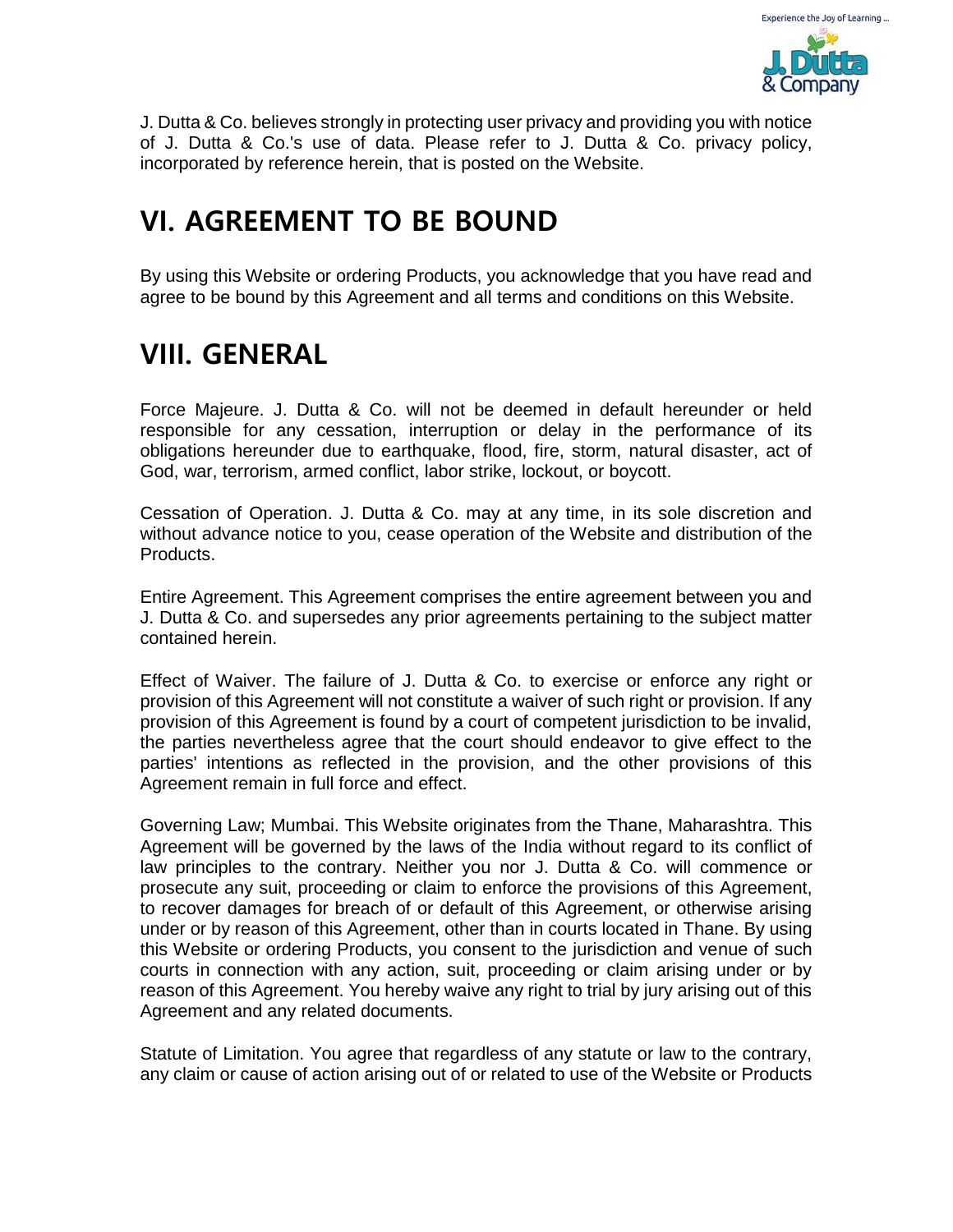J. Dutta & Co. believes strongly in protecting user privacy and providing you with notice of J. Dutta & Co.'s use of data. Please refer to J. Dutta & Co. privacy policy, incorporated by reference herein, that is posted on the Website.

## VI. AGREEMENT TO BE BOUND

By using this Website or ordering Products, you acknowledge that you have read and agree to be bound by this Agreement and all terms and conditions on this Website.

## VIII. GENERAL

Force Majeure. J. Dutta & Co. will not be deemed in default hereunder or held responsible for any cessation, interruption or delay in the performance of its obligations hereunder due to earthquake, flood, fire, storm, natural disaster, act of God, war, terrorism, armed conflict, labor strike, lockout, or boycott.

Cessation of Operation. J. Dutta & Co. may at any time, in its sole discretion and without advance notice to you, cease operation of the Website and distribution of the Products.

Entire Agreement. This Agreement comprises the entire agreement between you and J. Dutta & Co. and supersedes any prior agreements pertaining to the subject matter contained herein.

Effect of Waiver. The failure of J. Dutta & Co. to exercise or enforce any right or provision of this Agreement will not constitute a waiver of such right or provision. If any provision of this Agreement is found by a court of competent jurisdiction to be invalid, the parties nevertheless agree that the court should endeavor to give effect to the parties' intentions as reflected in the provision, and the other provisions of this Agreement remain in full force and effect.

Governing Law; Mumbai. This Website originates from the Thane, Maharashtra. This Agreement will be governed by the laws of the India without regard to its conflict of law principles to the contrary. Neither you nor J. Dutta & Co. will commence or prosecute any suit, proceeding or claim to enforce the provisions of this Agreement, to recover damages for breach of or default of this Agreement, or otherwise arising under or by reason of this Agreement, other than in courts located in Thane. By using this Website or ordering Products, you consent to the jurisdiction and venue of such courts in connection with any action, suit, proceeding or claim arising under or by reason of this Agreement. You hereby waive any right to trial by jury arising out of this Agreement and any related documents.

Statute of Limitation. You agree that regardless of any statute or law to the contrary, any claim or cause of action arising out of or related to use of the Website or Products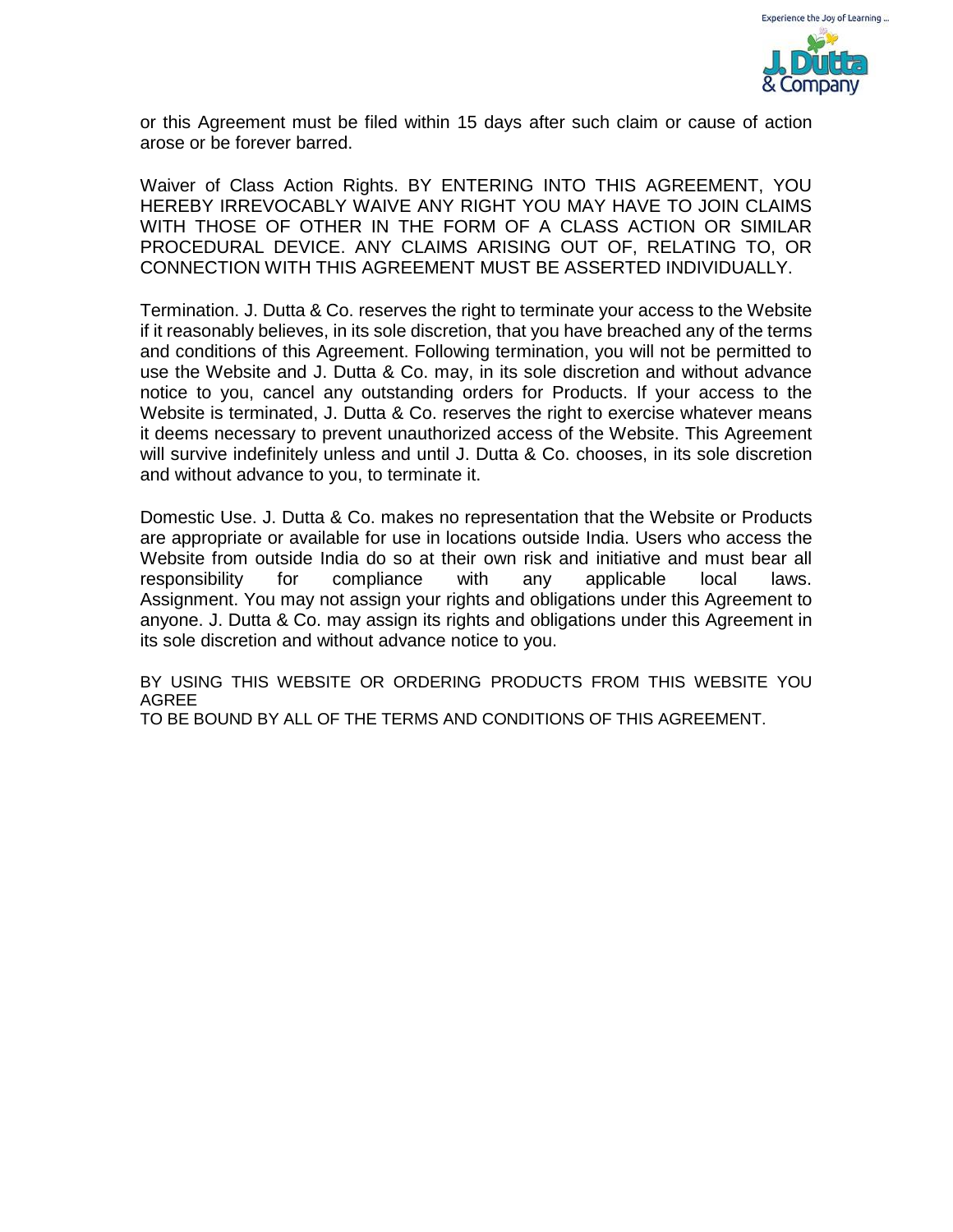or this Agreement must be filed within 15 days after such claim or cause of action arose or be forever barred.

Waiver of Class Action Rights. BY ENTERING INTO THIS AGREEMENT, YOU HEREBY IRREVOCABLY WAIVE ANY RIGHT YOU MAY HAVE TO JOIN CLAIMS WITH THOSE OF OTHER IN THE FORM OF A CLASS ACTION OR SIMILAR PROCEDURAL DEVICE. ANY CLAIMS ARISING OUT OF, RELATING TO, OR CONNECTION WITH THIS AGREEMENT MUST BE ASSERTED INDIVIDUALLY.

Termination. J. Dutta & Co. reserves the right to terminate your access to the Website if it reasonably believes, in its sole discretion, that you have breached any of the terms and conditions of this Agreement. Following termination, you will not be permitted to use the Website and J. Dutta & Co. may, in its sole discretion and without advance notice to you, cancel any outstanding orders for Products. If your access to the Website is terminated, J. Dutta & Co. reserves the right to exercise whatever means it deems necessary to prevent unauthorized access of the Website. This Agreement will survive indefinitely unless and until J. Dutta & Co. chooses, in its sole discretion and without advance to you, to terminate it.

Domestic Use. J. Dutta & Co. makes no representation that the Website or Products are appropriate or available for use in locations outside India. Users who access the Website from outside India do so at their own risk and initiative and must bear all responsibility for compliance with any applicable local laws.
Assignment. You may not assign your rights and obligations under this Agreement to anyone. J. Dutta & Co. may assign its rights and obligations under this Agreement in its sole discretion and without advance notice to you.

BY USING THIS WEBSITE OR ORDERING PRODUCTS FROM THIS WEBSITE YOU AGREE
TO BE BOUND BY ALL OF THE TERMS AND CONDITIONS OF THIS AGREEMENT.